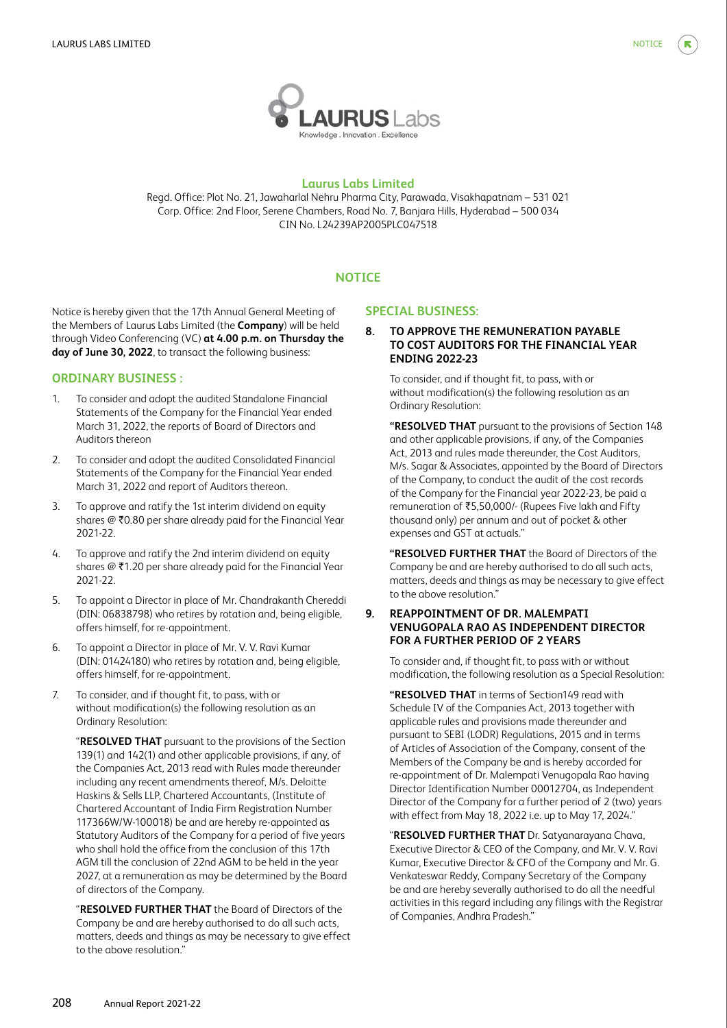**Laurus Labs Limited**

Regd. Office: Plot No. 21, Jawaharlal Nehru Pharma City, Parawada, Visakhapatnam – 531 021
Corp. Office: 2nd Floor, Serene Chambers, Road No. 7, Banjara Hills, Hyderabad – 500 034
CIN No. L24239AP2005PLC047518

# NOTICE

Notice is hereby given that the 17th Annual General Meeting of the Members of Laurus Labs Limited (the **Company**) will be held through Video Conferencing (VC) **at 4.00 p.m. on Thursday the day of June 30, 2022**, to transact the following business:

## ORDINARY BUSINESS :

1. To consider and adopt the audited Standalone Financial Statements of the Company for the Financial Year ended March 31, 2022, the reports of Board of Directors and Auditors thereon

2. To consider and adopt the audited Consolidated Financial Statements of the Company for the Financial Year ended March 31, 2022 and report of Auditors thereon.

3. To approve and ratify the 1st interim dividend on equity shares @ ₹0.80 per share already paid for the Financial Year 2021-22.

4. To approve and ratify the 2nd interim dividend on equity shares @ ₹1.20 per share already paid for the Financial Year 2021-22.

5. To appoint a Director in place of Mr. Chandrakanth Chereddi (DIN: 06838798) who retires by rotation and, being eligible, offers himself, for re-appointment.

6. To appoint a Director in place of Mr. V. V. Ravi Kumar (DIN: 01424180) who retires by rotation and, being eligible, offers himself, for re-appointment.

7. To consider, and if thought fit, to pass, with or without modification(s) the following resolution as an Ordinary Resolution:

   "**RESOLVED THAT** pursuant to the provisions of the Section 139(1) and 142(1) and other applicable provisions, if any, of the Companies Act, 2013 read with Rules made thereunder including any recent amendments thereof, M/s. Deloitte Haskins & Sells LLP, Chartered Accountants, (Institute of Chartered Accountant of India Firm Registration Number 117366W/W-100018) be and are hereby re-appointed as Statutory Auditors of the Company for a period of five years who shall hold the office from the conclusion of this 17th AGM till the conclusion of 22nd AGM to be held in the year 2027, at a remuneration as may be determined by the Board of directors of the Company.

   "**RESOLVED FURTHER THAT** the Board of Directors of the Company be and are hereby authorised to do all such acts, matters, deeds and things as may be necessary to give effect to the above resolution."

## SPECIAL BUSINESS:

### 8. TO APPROVE THE REMUNERATION PAYABLE TO COST AUDITORS FOR THE FINANCIAL YEAR ENDING 2022-23

To consider, and if thought fit, to pass, with or without modification(s) the following resolution as an Ordinary Resolution:

**"RESOLVED THAT** pursuant to the provisions of Section 148 and other applicable provisions, if any, of the Companies Act, 2013 and rules made thereunder, the Cost Auditors, M/s. Sagar & Associates, appointed by the Board of Directors of the Company, to conduct the audit of the cost records of the Company for the Financial year 2022-23, be paid a remuneration of ₹5,50,000/- (Rupees Five lakh and Fifty thousand only) per annum and out of pocket & other expenses and GST at actuals."

**"RESOLVED FURTHER THAT** the Board of Directors of the Company be and are hereby authorised to do all such acts, matters, deeds and things as may be necessary to give effect to the above resolution."

### 9. REAPPOINTMENT OF DR. MALEMPATI VENUGOPALA RAO AS INDEPENDENT DIRECTOR FOR A FURTHER PERIOD OF 2 YEARS

To consider and, if thought fit, to pass with or without modification, the following resolution as a Special Resolution:

**"RESOLVED THAT** in terms of Section149 read with Schedule IV of the Companies Act, 2013 together with applicable rules and provisions made thereunder and pursuant to SEBI (LODR) Regulations, 2015 and in terms of Articles of Association of the Company, consent of the Members of the Company be and is hereby accorded for re-appointment of Dr. Malempati Venugopala Rao having Director Identification Number 00012704, as Independent Director of the Company for a further period of 2 (two) years with effect from May 18, 2022 i.e. up to May 17, 2024."

"**RESOLVED FURTHER THAT** Dr. Satyanarayana Chava, Executive Director & CEO of the Company, and Mr. V. V. Ravi Kumar, Executive Director & CFO of the Company and Mr. G. Venkateswar Reddy, Company Secretary of the Company be and are hereby severally authorised to do all the needful activities in this regard including any filings with the Registrar of Companies, Andhra Pradesh."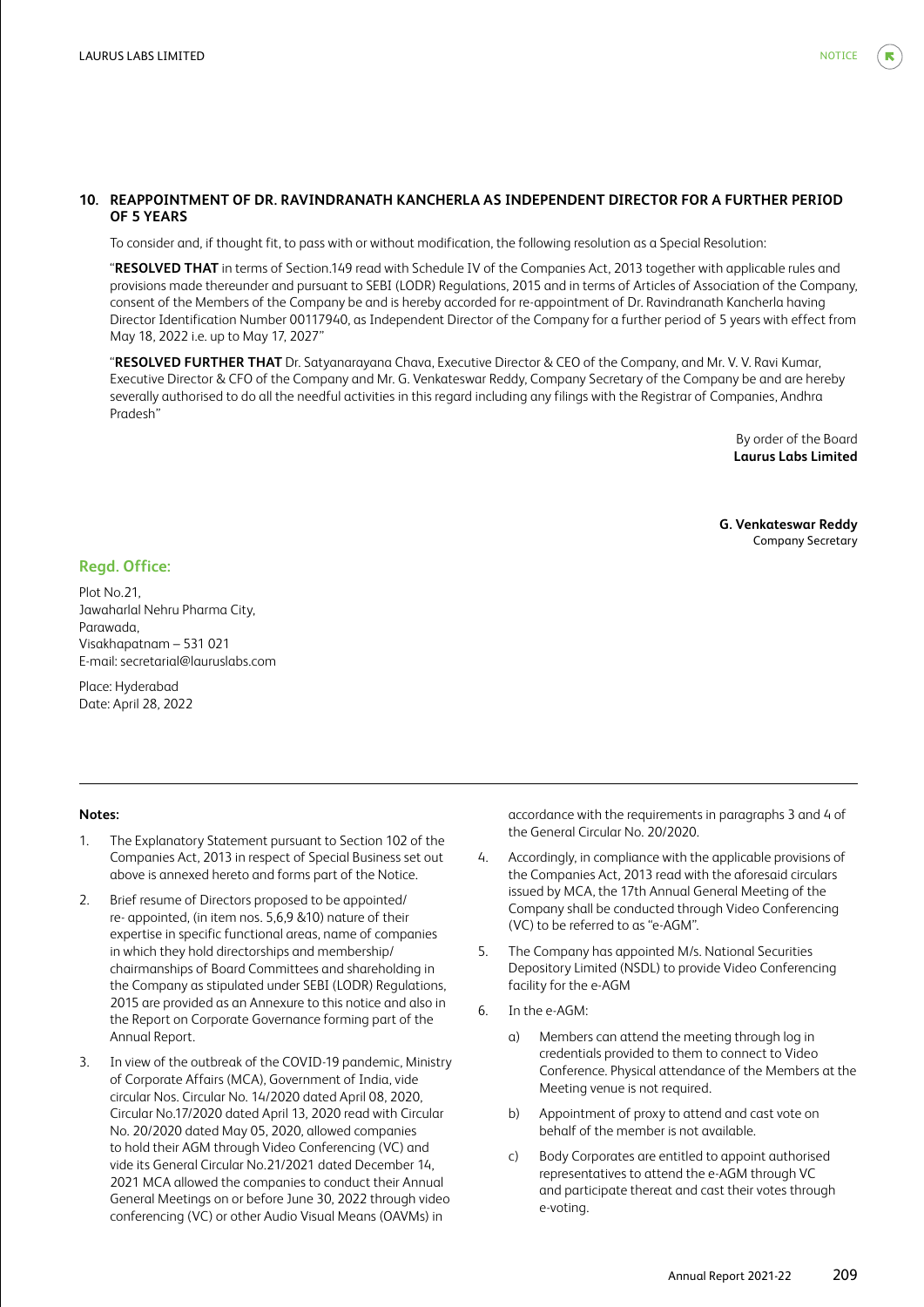### 10. REAPPOINTMENT OF DR. RAVINDRANATH KANCHERLA AS INDEPENDENT DIRECTOR FOR A FURTHER PERIOD OF 5 YEARS

To consider and, if thought fit, to pass with or without modification, the following resolution as a Special Resolution:

"**RESOLVED THAT** in terms of Section.149 read with Schedule IV of the Companies Act, 2013 together with applicable rules and provisions made thereunder and pursuant to SEBI (LODR) Regulations, 2015 and in terms of Articles of Association of the Company, consent of the Members of the Company be and is hereby accorded for re-appointment of Dr. Ravindranath Kancherla having Director Identification Number 00117940, as Independent Director of the Company for a further period of 5 years with effect from May 18, 2022 i.e. up to May 17, 2027"

"**RESOLVED FURTHER THAT** Dr. Satyanarayana Chava, Executive Director & CEO of the Company, and Mr. V. V. Ravi Kumar, Executive Director & CFO of the Company and Mr. G. Venkateswar Reddy, Company Secretary of the Company be and are hereby severally authorised to do all the needful activities in this regard including any filings with the Registrar of Companies, Andhra Pradesh"

By order of the Board
**Laurus Labs Limited**

**G. Venkateswar Reddy**
Company Secretary

**Regd. Office:**

Plot No.21,
Jawaharlal Nehru Pharma City,
Parawada,
Visakhapatnam – 531 021
E-mail: secretarial@lauruslabs.com

Place: Hyderabad
Date: April 28, 2022

---

**Notes:**

1. The Explanatory Statement pursuant to Section 102 of the Companies Act, 2013 in respect of Special Business set out above is annexed hereto and forms part of the Notice.
2. Brief resume of Directors proposed to be appointed/ re- appointed, (in item nos. 5,6,9 &10) nature of their expertise in specific functional areas, name of companies in which they hold directorships and membership/ chairmanships of Board Committees and shareholding in the Company as stipulated under SEBI (LODR) Regulations, 2015 are provided as an Annexure to this notice and also in the Report on Corporate Governance forming part of the Annual Report.
3. In view of the outbreak of the COVID-19 pandemic, Ministry of Corporate Affairs (MCA), Government of India, vide circular Nos. Circular No. 14/2020 dated April 08, 2020, Circular No.17/2020 dated April 13, 2020 read with Circular No. 20/2020 dated May 05, 2020, allowed companies to hold their AGM through Video Conferencing (VC) and vide its General Circular No.21/2021 dated December 14, 2021 MCA allowed the companies to conduct their Annual General Meetings on or before June 30, 2022 through video conferencing (VC) or other Audio Visual Means (OAVMs) in accordance with the requirements in paragraphs 3 and 4 of the General Circular No. 20/2020.
4. Accordingly, in compliance with the applicable provisions of the Companies Act, 2013 read with the aforesaid circulars issued by MCA, the 17th Annual General Meeting of the Company shall be conducted through Video Conferencing (VC) to be referred to as "e-AGM".
5. The Company has appointed M/s. National Securities Depository Limited (NSDL) to provide Video Conferencing facility for the e-AGM
6. In the e-AGM:
   a) Members can attend the meeting through log in credentials provided to them to connect to Video Conference. Physical attendance of the Members at the Meeting venue is not required.
   b) Appointment of proxy to attend and cast vote on behalf of the member is not available.
   c) Body Corporates are entitled to appoint authorised representatives to attend the e-AGM through VC and participate thereat and cast their votes through e-voting.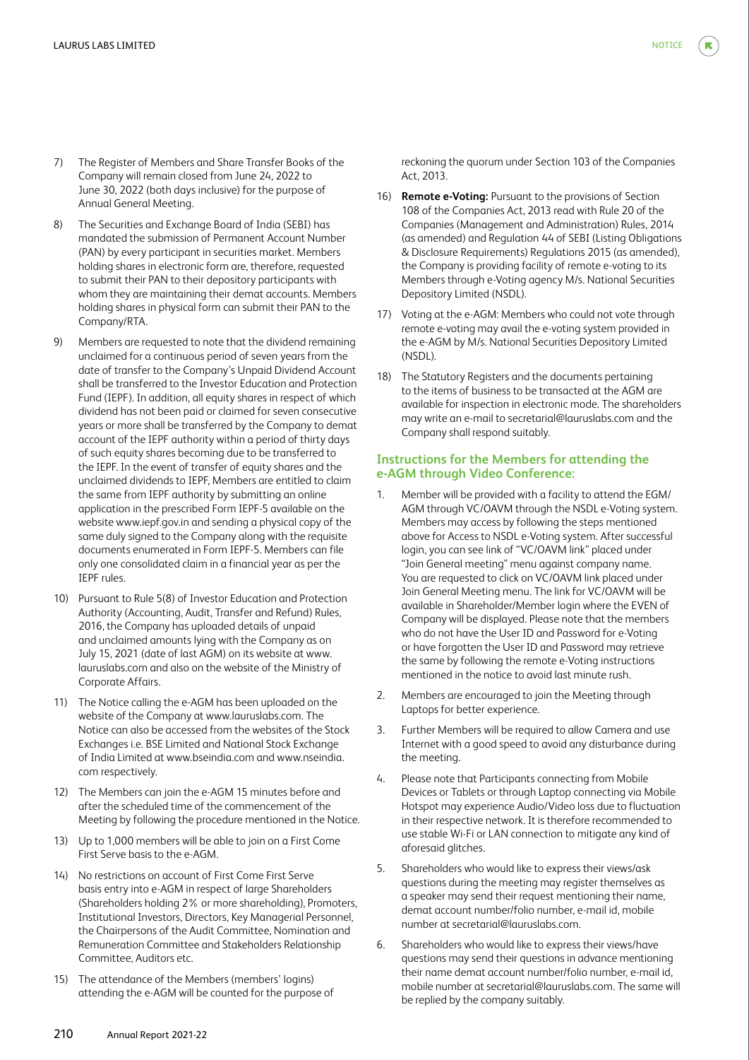7) The Register of Members and Share Transfer Books of the Company will remain closed from June 24, 2022 to June 30, 2022 (both days inclusive) for the purpose of Annual General Meeting.

8) The Securities and Exchange Board of India (SEBI) has mandated the submission of Permanent Account Number (PAN) by every participant in securities market. Members holding shares in electronic form are, therefore, requested to submit their PAN to their depository participants with whom they are maintaining their demat accounts. Members holding shares in physical form can submit their PAN to the Company/RTA.

9) Members are requested to note that the dividend remaining unclaimed for a continuous period of seven years from the date of transfer to the Company's Unpaid Dividend Account shall be transferred to the Investor Education and Protection Fund (IEPF). In addition, all equity shares in respect of which dividend has not been paid or claimed for seven consecutive years or more shall be transferred by the Company to demat account of the IEPF authority within a period of thirty days of such equity shares becoming due to be transferred to the IEPF. In the event of transfer of equity shares and the unclaimed dividends to IEPF, Members are entitled to claim the same from IEPF authority by submitting an online application in the prescribed Form IEPF-5 available on the website www.iepf.gov.in and sending a physical copy of the same duly signed to the Company along with the requisite documents enumerated in Form IEPF-5. Members can file only one consolidated claim in a financial year as per the IEPF rules.

10) Pursuant to Rule 5(8) of Investor Education and Protection Authority (Accounting, Audit, Transfer and Refund) Rules, 2016, the Company has uploaded details of unpaid and unclaimed amounts lying with the Company as on July 15, 2021 (date of last AGM) on its website at www.lauruslabs.com and also on the website of the Ministry of Corporate Affairs.

11) The Notice calling the e-AGM has been uploaded on the website of the Company at www.lauruslabs.com. The Notice can also be accessed from the websites of the Stock Exchanges i.e. BSE Limited and National Stock Exchange of India Limited at www.bseindia.com and www.nseindia.com respectively.

12) The Members can join the e-AGM 15 minutes before and after the scheduled time of the commencement of the Meeting by following the procedure mentioned in the Notice.

13) Up to 1,000 members will be able to join on a First Come First Serve basis to the e-AGM.

14) No restrictions on account of First Come First Serve basis entry into e-AGM in respect of large Shareholders (Shareholders holding 2% or more shareholding), Promoters, Institutional Investors, Directors, Key Managerial Personnel, the Chairpersons of the Audit Committee, Nomination and Remuneration Committee and Stakeholders Relationship Committee, Auditors etc.

15) The attendance of the Members (members' logins) attending the e-AGM will be counted for the purpose of reckoning the quorum under Section 103 of the Companies Act, 2013.

16) **Remote e-Voting:** Pursuant to the provisions of Section 108 of the Companies Act, 2013 read with Rule 20 of the Companies (Management and Administration) Rules, 2014 (as amended) and Regulation 44 of SEBI (Listing Obligations & Disclosure Requirements) Regulations 2015 (as amended), the Company is providing facility of remote e-voting to its Members through e-Voting agency M/s. National Securities Depository Limited (NSDL).

17) Voting at the e-AGM: Members who could not vote through remote e-voting may avail the e-voting system provided in the e-AGM by M/s. National Securities Depository Limited (NSDL).

18) The Statutory Registers and the documents pertaining to the items of business to be transacted at the AGM are available for inspection in electronic mode. The shareholders may write an e-mail to secretarial@lauruslabs.com and the Company shall respond suitably.

### Instructions for the Members for attending the e-AGM through Video Conference:

1. Member will be provided with a facility to attend the EGM/AGM through VC/OAVM through the NSDL e-Voting system. Members may access by following the steps mentioned above for Access to NSDL e-Voting system. After successful login, you can see link of "VC/OAVM link" placed under "Join General meeting" menu against company name. You are requested to click on VC/OAVM link placed under Join General Meeting menu. The link for VC/OAVM will be available in Shareholder/Member login where the EVEN of Company will be displayed. Please note that the members who do not have the User ID and Password for e-Voting or have forgotten the User ID and Password may retrieve the same by following the remote e-Voting instructions mentioned in the notice to avoid last minute rush.

2. Members are encouraged to join the Meeting through Laptops for better experience.

3. Further Members will be required to allow Camera and use Internet with a good speed to avoid any disturbance during the meeting.

4. Please note that Participants connecting from Mobile Devices or Tablets or through Laptop connecting via Mobile Hotspot may experience Audio/Video loss due to fluctuation in their respective network. It is therefore recommended to use stable Wi-Fi or LAN connection to mitigate any kind of aforesaid glitches.

5. Shareholders who would like to express their views/ask questions during the meeting may register themselves as a speaker may send their request mentioning their name, demat account number/folio number, e-mail id, mobile number at secretarial@lauruslabs.com.

6. Shareholders who would like to express their views/have questions may send their questions in advance mentioning their name demat account number/folio number, e-mail id, mobile number at secretarial@lauruslabs.com. The same will be replied by the company suitably.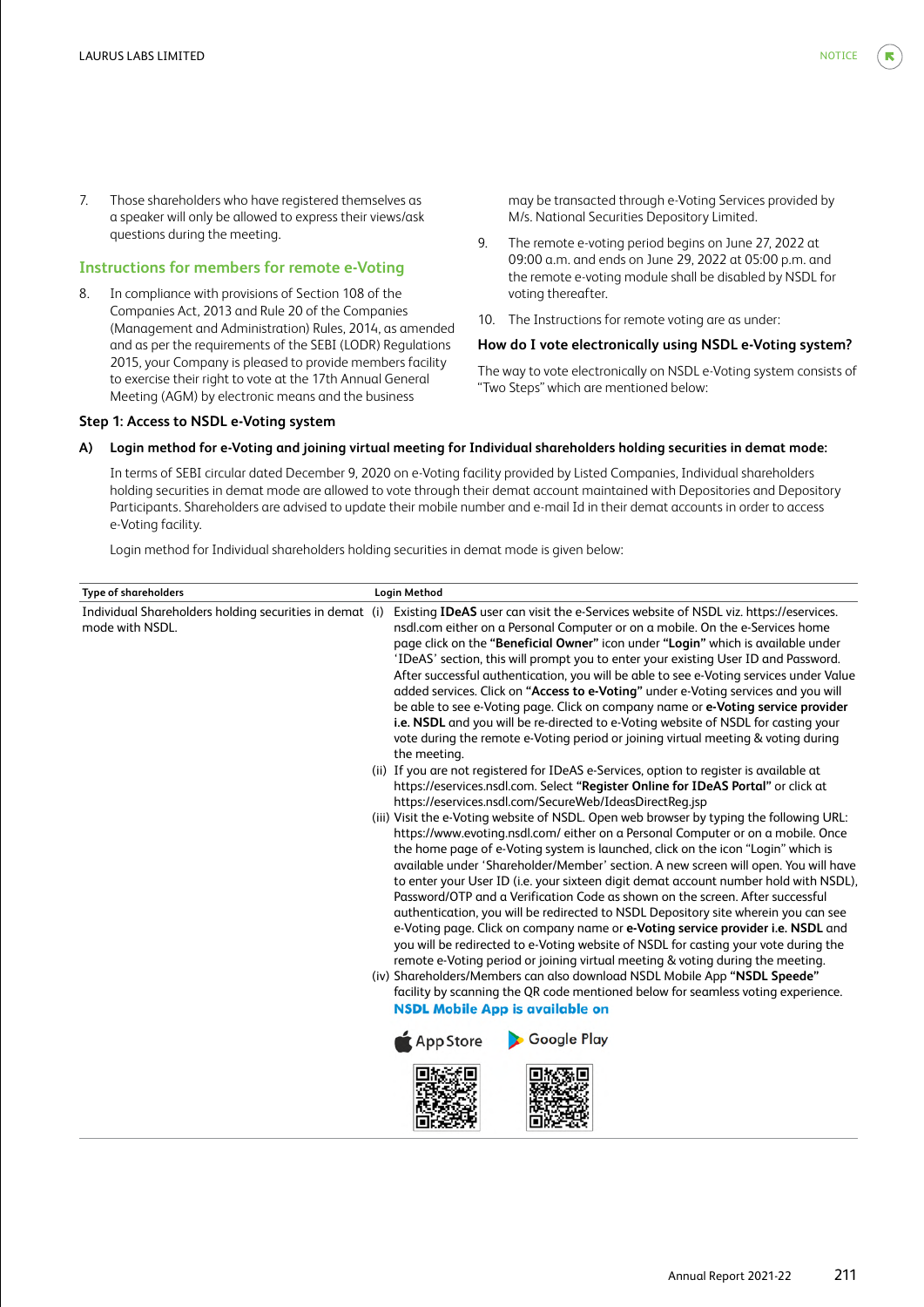7. Those shareholders who have registered themselves as a speaker will only be allowed to express their views/ask questions during the meeting.

## Instructions for members for remote e-Voting

8. In compliance with provisions of Section 108 of the Companies Act, 2013 and Rule 20 of the Companies (Management and Administration) Rules, 2014, as amended and as per the requirements of the SEBI (LODR) Regulations 2015, your Company is pleased to provide members facility to exercise their right to vote at the 17th Annual General Meeting (AGM) by electronic means and the business may be transacted through e-Voting Services provided by M/s. National Securities Depository Limited.

9. The remote e-voting period begins on June 27, 2022 at 09:00 a.m. and ends on June 29, 2022 at 05:00 p.m. and the remote e-voting module shall be disabled by NSDL for voting thereafter.

10. The Instructions for remote voting are as under:

### How do I vote electronically using NSDL e-Voting system?

The way to vote electronically on NSDL e-Voting system consists of "Two Steps" which are mentioned below:

### Step 1: Access to NSDL e-Voting system

**A) Login method for e-Voting and joining virtual meeting for Individual shareholders holding securities in demat mode:**

In terms of SEBI circular dated December 9, 2020 on e-Voting facility provided by Listed Companies, Individual shareholders holding securities in demat mode are allowed to vote through their demat account maintained with Depositories and Depository Participants. Shareholders are advised to update their mobile number and e-mail Id in their demat accounts in order to access e-Voting facility.

Login method for Individual shareholders holding securities in demat mode is given below:

| Type of shareholders | Login Method |
|---|---|
| Individual Shareholders holding securities in demat mode with NSDL. | (i) Existing **IDeAS** user can visit the e-Services website of NSDL viz. https://eservices.nsdl.com either on a Personal Computer or on a mobile. On the e-Services home page click on the **"Beneficial Owner"** icon under **"Login"** which is available under 'IDeAS' section, this will prompt you to enter your existing User ID and Password. After successful authentication, you will be able to see e-Voting services under Value added services. Click on **"Access to e-Voting"** under e-Voting services and you will be able to see e-Voting page. Click on company name or **e-Voting service provider i.e. NSDL** and you will be re-directed to e-Voting website of NSDL for casting your vote during the remote e-Voting period or joining virtual meeting & voting during the meeting.<br>(ii) If you are not registered for IDeAS e-Services, option to register is available at https://eservices.nsdl.com. Select **"Register Online for IDeAS Portal"** or click at https://eservices.nsdl.com/SecureWeb/IdeasDirectReg.jsp<br>(iii) Visit the e-Voting website of NSDL. Open web browser by typing the following URL: https://www.evoting.nsdl.com/ either on a Personal Computer or on a mobile. Once the home page of e-Voting system is launched, click on the icon "Login" which is available under 'Shareholder/Member' section. A new screen will open. You will have to enter your User ID (i.e. your sixteen digit demat account number hold with NSDL), Password/OTP and a Verification Code as shown on the screen. After successful authentication, you will be redirected to NSDL Depository site wherein you can see e-Voting page. Click on company name or **e-Voting service provider i.e. NSDL** and you will be redirected to e-Voting website of NSDL for casting your vote during the remote e-Voting period or joining virtual meeting & voting during the meeting.<br>(iv) Shareholders/Members can also download NSDL Mobile App **"NSDL Speede"** facility by scanning the QR code mentioned below for seamless voting experience.<br>**NSDL Mobile App is available on**<br>App Store &nbsp;&nbsp; Google Play |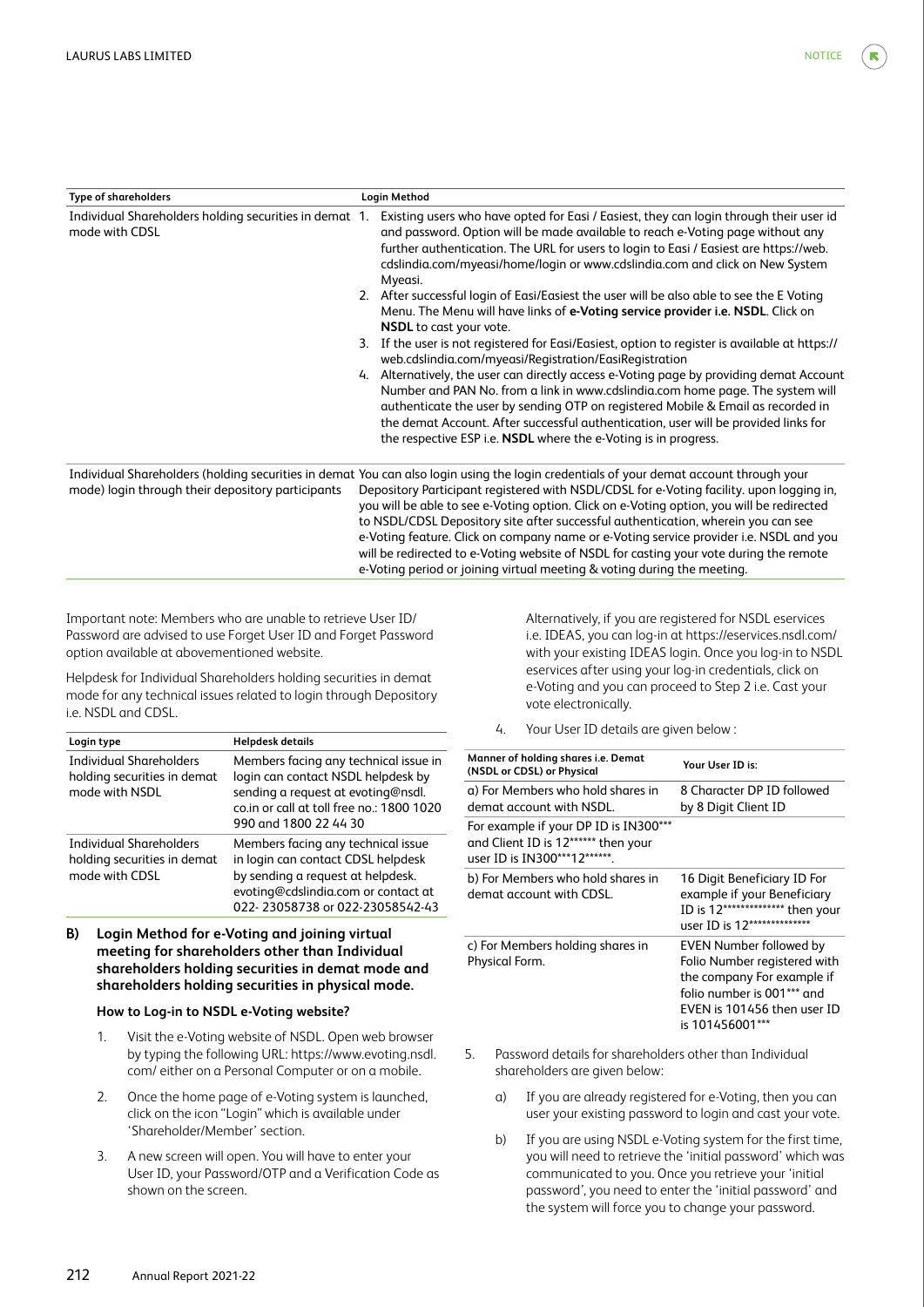| Type of shareholders | Login Method |
|---|---|
| Individual Shareholders holding securities in demat mode with CDSL | 1. Existing users who have opted for Easi / Easiest, they can login through their user id and password. Option will be made available to reach e-Voting page without any further authentication. The URL for users to login to Easi / Easiest are https://web.cdslindia.com/myeasi/home/login or www.cdslindia.com and click on New System Myeasi.<br>2. After successful login of Easi/Easiest the user will be also able to see the E Voting Menu. The Menu will have links of **e-Voting service provider i.e. NSDL**. Click on **NSDL** to cast your vote.<br>3. If the user is not registered for Easi/Easiest, option to register is available at https://web.cdslindia.com/myeasi/Registration/EasiRegistration<br>4. Alternatively, the user can directly access e-Voting page by providing demat Account Number and PAN No. from a link in www.cdslindia.com home page. The system will authenticate the user by sending OTP on registered Mobile & Email as recorded in the demat Account. After successful authentication, user will be provided links for the respective ESP i.e. **NSDL** where the e-Voting is in progress. |
| Individual Shareholders (holding securities in demat mode) login through their depository participants | You can also login using the login credentials of your demat account through your Depository Participant registered with NSDL/CDSL for e-Voting facility. upon logging in, you will be able to see e-Voting option. Click on e-Voting option, you will be redirected to NSDL/CDSL Depository site after successful authentication, wherein you can see e-Voting feature. Click on company name or e-Voting service provider i.e. NSDL and you will be redirected to e-Voting website of NSDL for casting your vote during the remote e-Voting period or joining virtual meeting & voting during the meeting. |

Important note: Members who are unable to retrieve User ID/ Password are advised to use Forget User ID and Forget Password option available at abovementioned website.

Helpdesk for Individual Shareholders holding securities in demat mode for any technical issues related to login through Depository i.e. NSDL and CDSL.

| Login type | Helpdesk details |
|---|---|
| Individual Shareholders holding securities in demat mode with NSDL | Members facing any technical issue in login can contact NSDL helpdesk by sending a request at evoting@nsdl.co.in or call at toll free no.: 1800 1020 990 and 1800 22 44 30 |
| Individual Shareholders holding securities in demat mode with CDSL | Members facing any technical issue in login can contact CDSL helpdesk by sending a request at helpdesk.evoting@cdslindia.com or contact at 022- 23058738 or 022-23058542-43 |

**B) Login Method for e-Voting and joining virtual meeting for shareholders other than Individual shareholders holding securities in demat mode and shareholders holding securities in physical mode.**

**How to Log-in to NSDL e-Voting website?**

1. Visit the e-Voting website of NSDL. Open web browser by typing the following URL: https://www.evoting.nsdl.com/ either on a Personal Computer or on a mobile.
2. Once the home page of e-Voting system is launched, click on the icon "Login" which is available under 'Shareholder/Member' section.
3. A new screen will open. You will have to enter your User ID, your Password/OTP and a Verification Code as shown on the screen.

   Alternatively, if you are registered for NSDL eservices i.e. IDEAS, you can log-in at https://eservices.nsdl.com/ with your existing IDEAS login. Once you log-in to NSDL eservices after using your log-in credentials, click on e-Voting and you can proceed to Step 2 i.e. Cast your vote electronically.

4. Your User ID details are given below :

| Manner of holding shares i.e. Demat (NSDL or CDSL) or Physical | Your User ID is: |
|---|---|
| a) For Members who hold shares in demat account with NSDL. | 8 Character DP ID followed by 8 Digit Client ID |
| For example if your DP ID is IN300*** and Client ID is 12****** then your user ID is IN300***12******. | |
| b) For Members who hold shares in demat account with CDSL. | 16 Digit Beneficiary ID For example if your Beneficiary ID is 12************** then your user ID is 12************** |
| c) For Members holding shares in Physical Form. | EVEN Number followed by Folio Number registered with the company For example if folio number is 001*** and EVEN is 101456 then user ID is 101456001*** |

5. Password details for shareholders other than Individual shareholders are given below:

   a) If you are already registered for e-Voting, then you can user your existing password to login and cast your vote.

   b) If you are using NSDL e-Voting system for the first time, you will need to retrieve the 'initial password' which was communicated to you. Once you retrieve your 'initial password', you need to enter the 'initial password' and the system will force you to change your password.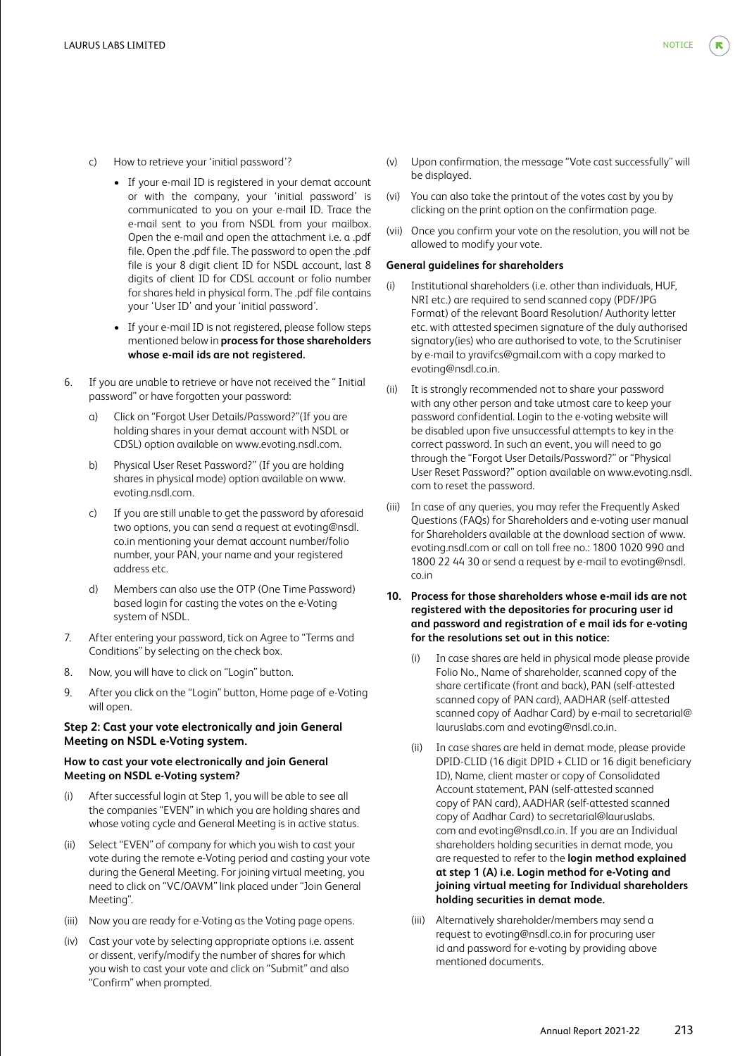c) How to retrieve your 'initial password'?

- If your e-mail ID is registered in your demat account or with the company, your 'initial password' is communicated to you on your e-mail ID. Trace the e-mail sent to you from NSDL from your mailbox. Open the e-mail and open the attachment i.e. a .pdf file. Open the .pdf file. The password to open the .pdf file is your 8 digit client ID for NSDL account, last 8 digits of client ID for CDSL account or folio number for shares held in physical form. The .pdf file contains your 'User ID' and your 'initial password'.
- If your e-mail ID is not registered, please follow steps mentioned below in **process for those shareholders whose e-mail ids are not registered.**

6. If you are unable to retrieve or have not received the " Initial password" or have forgotten your password:

   a) Click on "Forgot User Details/Password?"(If you are holding shares in your demat account with NSDL or CDSL) option available on www.evoting.nsdl.com.

   b) Physical User Reset Password?" (If you are holding shares in physical mode) option available on www.evoting.nsdl.com.

   c) If you are still unable to get the password by aforesaid two options, you can send a request at evoting@nsdl.co.in mentioning your demat account number/folio number, your PAN, your name and your registered address etc.

   d) Members can also use the OTP (One Time Password) based login for casting the votes on the e-Voting system of NSDL.

7. After entering your password, tick on Agree to "Terms and Conditions" by selecting on the check box.

8. Now, you will have to click on "Login" button.

9. After you click on the "Login" button, Home page of e-Voting will open.

**Step 2: Cast your vote electronically and join General Meeting on NSDL e-Voting system.**

**How to cast your vote electronically and join General Meeting on NSDL e-Voting system?**

(i) After successful login at Step 1, you will be able to see all the companies "EVEN" in which you are holding shares and whose voting cycle and General Meeting is in active status.

(ii) Select "EVEN" of company for which you wish to cast your vote during the remote e-Voting period and casting your vote during the General Meeting. For joining virtual meeting, you need to click on "VC/OAVM" link placed under "Join General Meeting".

(iii) Now you are ready for e-Voting as the Voting page opens.

(iv) Cast your vote by selecting appropriate options i.e. assent or dissent, verify/modify the number of shares for which you wish to cast your vote and click on "Submit" and also "Confirm" when prompted.

(v) Upon confirmation, the message "Vote cast successfully" will be displayed.

(vi) You can also take the printout of the votes cast by you by clicking on the print option on the confirmation page.

(vii) Once you confirm your vote on the resolution, you will not be allowed to modify your vote.

**General guidelines for shareholders**

(i) Institutional shareholders (i.e. other than individuals, HUF, NRI etc.) are required to send scanned copy (PDF/JPG Format) of the relevant Board Resolution/ Authority letter etc. with attested specimen signature of the duly authorised signatory(ies) who are authorised to vote, to the Scrutiniser by e-mail to yravifcs@gmail.com with a copy marked to evoting@nsdl.co.in.

(ii) It is strongly recommended not to share your password with any other person and take utmost care to keep your password confidential. Login to the e-voting website will be disabled upon five unsuccessful attempts to key in the correct password. In such an event, you will need to go through the "Forgot User Details/Password?" or "Physical User Reset Password?" option available on www.evoting.nsdl.com to reset the password.

(iii) In case of any queries, you may refer the Frequently Asked Questions (FAQs) for Shareholders and e-voting user manual for Shareholders available at the download section of www.evoting.nsdl.com or call on toll free no.: 1800 1020 990 and 1800 22 44 30 or send a request by e-mail to evoting@nsdl.co.in

**10. Process for those shareholders whose e-mail ids are not registered with the depositories for procuring user id and password and registration of e mail ids for e-voting for the resolutions set out in this notice:**

(i) In case shares are held in physical mode please provide Folio No., Name of shareholder, scanned copy of the share certificate (front and back), PAN (self-attested scanned copy of PAN card), AADHAR (self-attested scanned copy of Aadhar Card) to secretarial@lauruslabs.com and evoting@nsdl.co.in.

(ii) In case shares are held in demat mode, please provide DPID-CLID (16 digit DPID + CLID or 16 digit beneficiary ID), Name, client master or copy of Consolidated Account statement, PAN (self-attested scanned copy of PAN card), AADHAR (self-attested scanned copy of Aadhar Card) to secretarial@lauruslabs.com and evoting@nsdl.co.in. If you are an Individual shareholders holding securities in demat mode, you are requested to refer to the **login method explained at step 1 (A) i.e. Login method for e-Voting and joining virtual meeting for Individual shareholders holding securities in demat mode.**

(iii) Alternatively shareholder/members may send a request to evoting@nsdl.co.in for procuring user id and password for e-voting by providing above mentioned documents.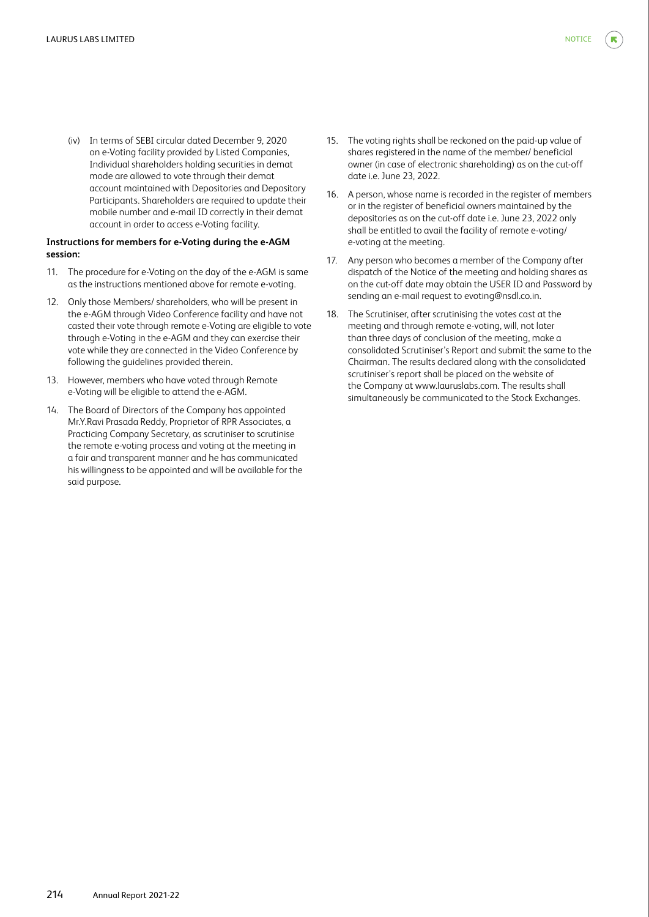(iv) In terms of SEBI circular dated December 9, 2020 on e-Voting facility provided by Listed Companies, Individual shareholders holding securities in demat mode are allowed to vote through their demat account maintained with Depositories and Depository Participants. Shareholders are required to update their mobile number and e-mail ID correctly in their demat account in order to access e-Voting facility.

**Instructions for members for e-Voting during the e-AGM session:**

11. The procedure for e-Voting on the day of the e-AGM is same as the instructions mentioned above for remote e-voting.
12. Only those Members/ shareholders, who will be present in the e-AGM through Video Conference facility and have not casted their vote through remote e-Voting are eligible to vote through e-Voting in the e-AGM and they can exercise their vote while they are connected in the Video Conference by following the guidelines provided therein.
13. However, members who have voted through Remote e-Voting will be eligible to attend the e-AGM.
14. The Board of Directors of the Company has appointed Mr.Y.Ravi Prasada Reddy, Proprietor of RPR Associates, a Practicing Company Secretary, as scrutiniser to scrutinise the remote e-voting process and voting at the meeting in a fair and transparent manner and he has communicated his willingness to be appointed and will be available for the said purpose.
15. The voting rights shall be reckoned on the paid-up value of shares registered in the name of the member/ beneficial owner (in case of electronic shareholding) as on the cut-off date i.e. June 23, 2022.
16. A person, whose name is recorded in the register of members or in the register of beneficial owners maintained by the depositories as on the cut-off date i.e. June 23, 2022 only shall be entitled to avail the facility of remote e-voting/ e-voting at the meeting.
17. Any person who becomes a member of the Company after dispatch of the Notice of the meeting and holding shares as on the cut-off date may obtain the USER ID and Password by sending an e-mail request to evoting@nsdl.co.in.
18. The Scrutiniser, after scrutinising the votes cast at the meeting and through remote e-voting, will, not later than three days of conclusion of the meeting, make a consolidated Scrutiniser's Report and submit the same to the Chairman. The results declared along with the consolidated scrutiniser's report shall be placed on the website of the Company at www.lauruslabs.com. The results shall simultaneously be communicated to the Stock Exchanges.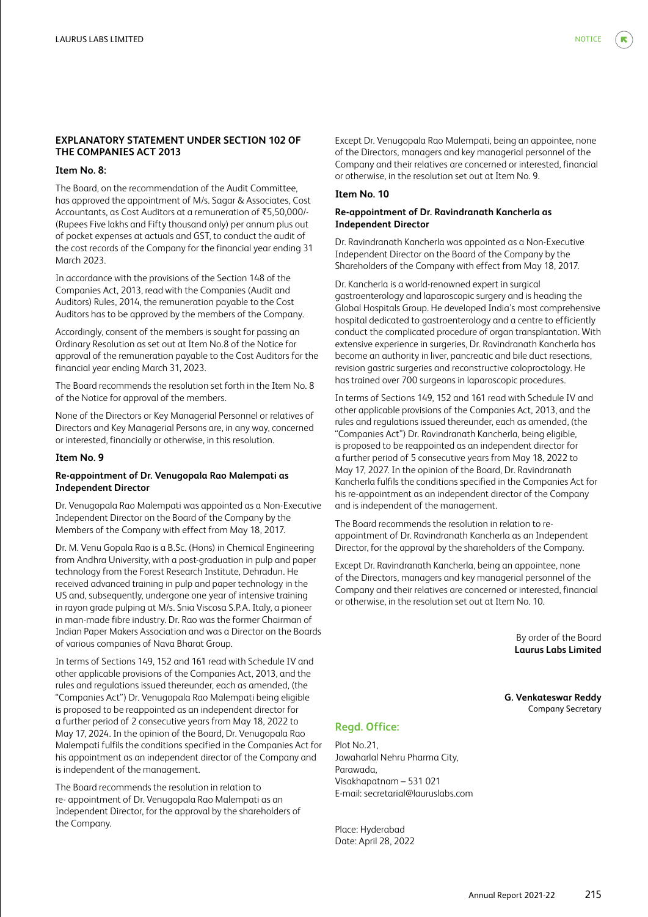## EXPLANATORY STATEMENT UNDER SECTION 102 OF THE COMPANIES ACT 2013

### Item No. 8:

The Board, on the recommendation of the Audit Committee, has approved the appointment of M/s. Sagar & Associates, Cost Accountants, as Cost Auditors at a remuneration of ₹5,50,000/- (Rupees Five lakhs and Fifty thousand only) per annum plus out of pocket expenses at actuals and GST, to conduct the audit of the cost records of the Company for the financial year ending 31 March 2023.

In accordance with the provisions of the Section 148 of the Companies Act, 2013, read with the Companies (Audit and Auditors) Rules, 2014, the remuneration payable to the Cost Auditors has to be approved by the members of the Company.

Accordingly, consent of the members is sought for passing an Ordinary Resolution as set out at Item No.8 of the Notice for approval of the remuneration payable to the Cost Auditors for the financial year ending March 31, 2023.

The Board recommends the resolution set forth in the Item No. 8 of the Notice for approval of the members.

None of the Directors or Key Managerial Personnel or relatives of Directors and Key Managerial Persons are, in any way, concerned or interested, financially or otherwise, in this resolution.

### Item No. 9

**Re-appointment of Dr. Venugopala Rao Malempati as Independent Director**

Dr. Venugopala Rao Malempati was appointed as a Non-Executive Independent Director on the Board of the Company by the Members of the Company with effect from May 18, 2017.

Dr. M. Venu Gopala Rao is a B.Sc. (Hons) in Chemical Engineering from Andhra University, with a post-graduation in pulp and paper technology from the Forest Research Institute, Dehradun. He received advanced training in pulp and paper technology in the US and, subsequently, undergone one year of intensive training in rayon grade pulping at M/s. Snia Viscosa S.P.A. Italy, a pioneer in man-made fibre industry. Dr. Rao was the former Chairman of Indian Paper Makers Association and was a Director on the Boards of various companies of Nava Bharat Group.

In terms of Sections 149, 152 and 161 read with Schedule IV and other applicable provisions of the Companies Act, 2013, and the rules and regulations issued thereunder, each as amended, (the "Companies Act") Dr. Venugopala Rao Malempati being eligible is proposed to be reappointed as an independent director for a further period of 2 consecutive years from May 18, 2022 to May 17, 2024. In the opinion of the Board, Dr. Venugopala Rao Malempati fulfils the conditions specified in the Companies Act for his appointment as an independent director of the Company and is independent of the management.

The Board recommends the resolution in relation to re- appointment of Dr. Venugopala Rao Malempati as an Independent Director, for the approval by the shareholders of the Company.

Except Dr. Venugopala Rao Malempati, being an appointee, none of the Directors, managers and key managerial personnel of the Company and their relatives are concerned or interested, financial or otherwise, in the resolution set out at Item No. 9.

### Item No. 10

**Re-appointment of Dr. Ravindranath Kancherla as Independent Director**

Dr. Ravindranath Kancherla was appointed as a Non-Executive Independent Director on the Board of the Company by the Shareholders of the Company with effect from May 18, 2017.

Dr. Kancherla is a world-renowned expert in surgical gastroenterology and laparoscopic surgery and is heading the Global Hospitals Group. He developed India's most comprehensive hospital dedicated to gastroenterology and a centre to efficiently conduct the complicated procedure of organ transplantation. With extensive experience in surgeries, Dr. Ravindranath Kancherla has become an authority in liver, pancreatic and bile duct resections, revision gastric surgeries and reconstructive coloproctology. He has trained over 700 surgeons in laparoscopic procedures.

In terms of Sections 149, 152 and 161 read with Schedule IV and other applicable provisions of the Companies Act, 2013, and the rules and regulations issued thereunder, each as amended, (the "Companies Act") Dr. Ravindranath Kancherla, being eligible, is proposed to be reappointed as an independent director for a further period of 5 consecutive years from May 18, 2022 to May 17, 2027. In the opinion of the Board, Dr. Ravindranath Kancherla fulfils the conditions specified in the Companies Act for his re-appointment as an independent director of the Company and is independent of the management.

The Board recommends the resolution in relation to re-appointment of Dr. Ravindranath Kancherla as an Independent Director, for the approval by the shareholders of the Company.

Except Dr. Ravindranath Kancherla, being an appointee, none of the Directors, managers and key managerial personnel of the Company and their relatives are concerned or interested, financial or otherwise, in the resolution set out at Item No. 10.

By order of the Board
**Laurus Labs Limited**

**G. Venkateswar Reddy**
Company Secretary

### Regd. Office:

Plot No.21,
Jawaharlal Nehru Pharma City,
Parawada,
Visakhapatnam – 531 021
E-mail: secretarial@lauruslabs.com

Place: Hyderabad
Date: April 28, 2022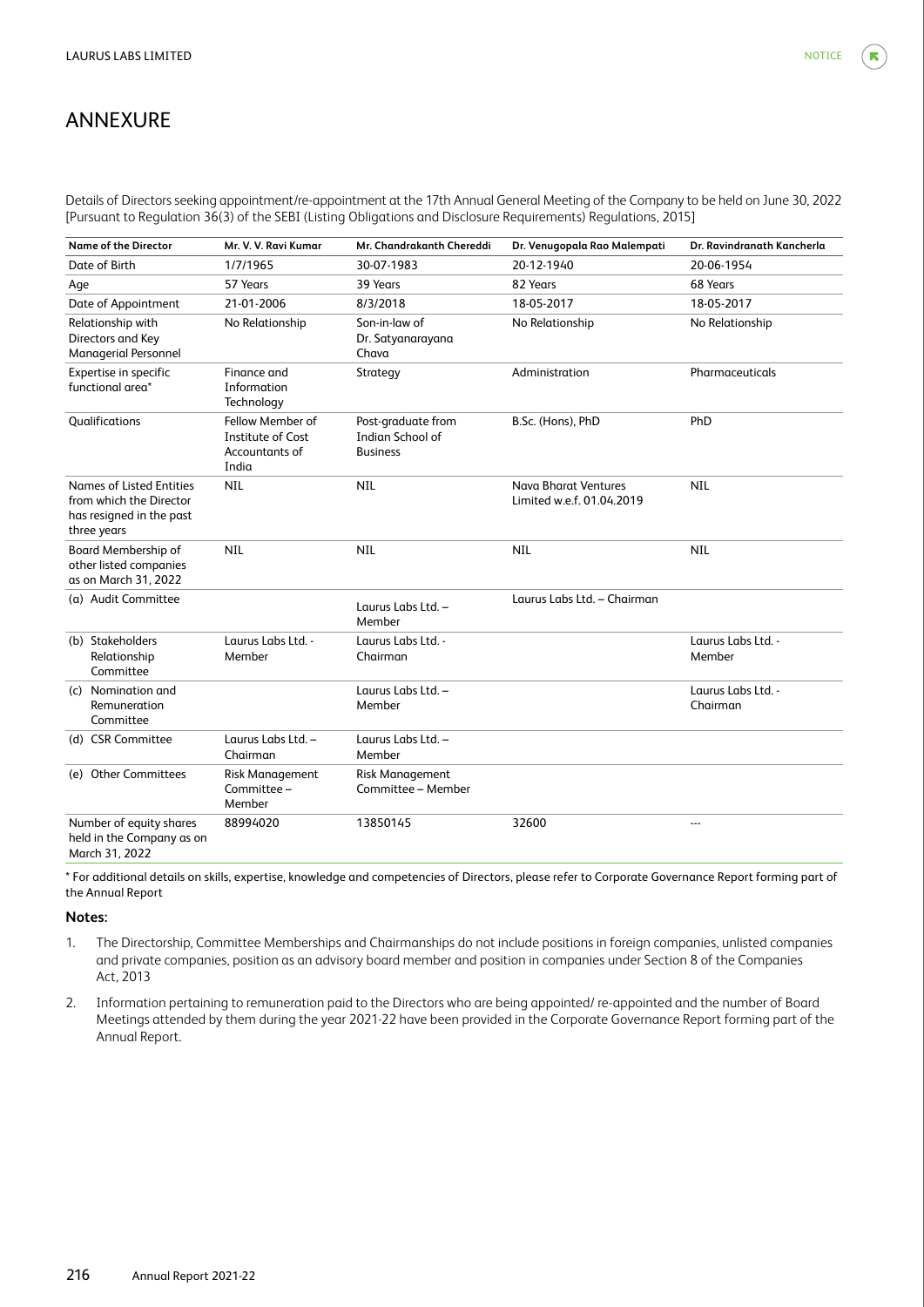# ANNEXURE

Details of Directors seeking appointment/re-appointment at the 17th Annual General Meeting of the Company to be held on June 30, 2022 [Pursuant to Regulation 36(3) of the SEBI (Listing Obligations and Disclosure Requirements) Regulations, 2015]

| Name of the Director | Mr. V. V. Ravi Kumar | Mr. Chandrakanth Chereddi | Dr. Venugopala Rao Malempati | Dr. Ravindranath Kancherla |
|---|---|---|---|---|
| Date of Birth | 1/7/1965 | 30-07-1983 | 20-12-1940 | 20-06-1954 |
| Age | 57 Years | 39 Years | 82 Years | 68 Years |
| Date of Appointment | 21-01-2006 | 8/3/2018 | 18-05-2017 | 18-05-2017 |
| Relationship with Directors and Key Managerial Personnel | No Relationship | Son-in-law of Dr. Satyanarayana Chava | No Relationship | No Relationship |
| Expertise in specific functional area* | Finance and Information Technology | Strategy | Administration | Pharmaceuticals |
| Qualifications | Fellow Member of Institute of Cost Accountants of India | Post-graduate from Indian School of Business | B.Sc. (Hons), PhD | PhD |
| Names of Listed Entities from which the Director has resigned in the past three years | NIL | NIL | Nava Bharat Ventures Limited w.e.f. 01.04.2019 | NIL |
| Board Membership of other listed companies as on March 31, 2022 | NIL | NIL | NIL | NIL |
| (a) Audit Committee | | Laurus Labs Ltd. – Member | Laurus Labs Ltd. – Chairman | |
| (b) Stakeholders Relationship Committee | Laurus Labs Ltd. - Member | Laurus Labs Ltd. - Chairman | | Laurus Labs Ltd. - Member |
| (c) Nomination and Remuneration Committee | | Laurus Labs Ltd. – Member | | Laurus Labs Ltd. - Chairman |
| (d) CSR Committee | Laurus Labs Ltd. – Chairman | Laurus Labs Ltd. – Member | | |
| (e) Other Committees | Risk Management Committee – Member | Risk Management Committee – Member | | |
| Number of equity shares held in the Company as on March 31, 2022 | 88994020 | 13850145 | 32600 | --- |

\* For additional details on skills, expertise, knowledge and competencies of Directors, please refer to Corporate Governance Report forming part of the Annual Report

**Notes:**

1. The Directorship, Committee Memberships and Chairmanships do not include positions in foreign companies, unlisted companies and private companies, position as an advisory board member and position in companies under Section 8 of the Companies Act, 2013
2. Information pertaining to remuneration paid to the Directors who are being appointed/ re-appointed and the number of Board Meetings attended by them during the year 2021-22 have been provided in the Corporate Governance Report forming part of the Annual Report.